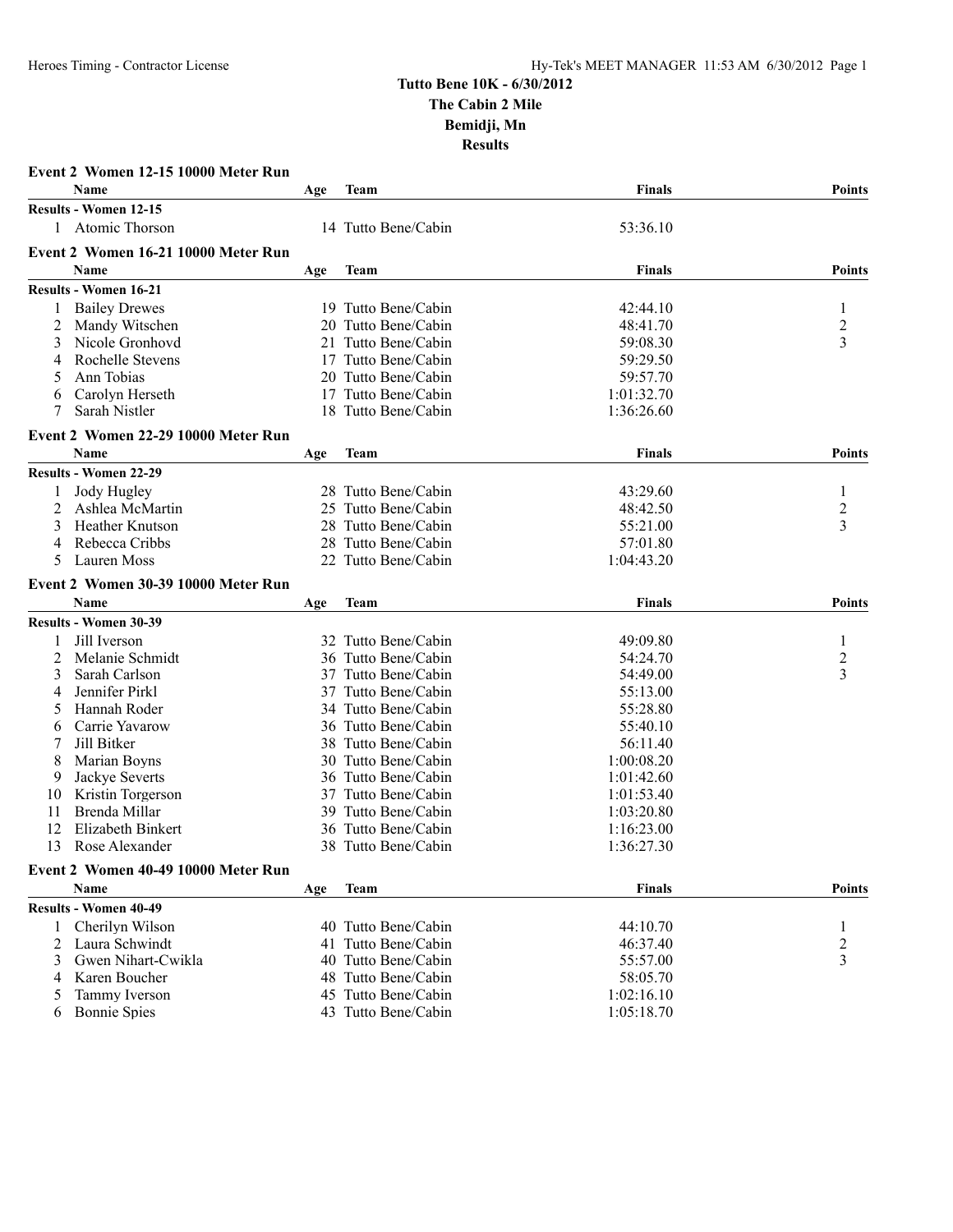# Tutto Bene 10K - 6/30/2012
## The Cabin 2 Mile
## Bemidji, Mn
## Results

### Event 2 Women 12-15 10000 Meter Run

| | Name | Age | Team | Finals | Points |
|---|---|---|---|---|---|
| **Results - Women 12-15** | | | | | |
| 1 | Atomic Thorson | 14 | Tutto Bene/Cabin | 53:36.10 | |

### Event 2 Women 16-21 10000 Meter Run

| | Name | Age | Team | Finals | Points |
|---|---|---|---|---|---|
| **Results - Women 16-21** | | | | | |
| 1 | Bailey Drewes | 19 | Tutto Bene/Cabin | 42:44.10 | 1 |
| 2 | Mandy Witschen | 20 | Tutto Bene/Cabin | 48:41.70 | 2 |
| 3 | Nicole Gronhovd | 21 | Tutto Bene/Cabin | 59:08.30 | 3 |
| 4 | Rochelle Stevens | 17 | Tutto Bene/Cabin | 59:29.50 | |
| 5 | Ann Tobias | 20 | Tutto Bene/Cabin | 59:57.70 | |
| 6 | Carolyn Herseth | 17 | Tutto Bene/Cabin | 1:01:32.70 | |
| 7 | Sarah Nistler | 18 | Tutto Bene/Cabin | 1:36:26.60 | |

### Event 2 Women 22-29 10000 Meter Run

| | Name | Age | Team | Finals | Points |
|---|---|---|---|---|---|
| **Results - Women 22-29** | | | | | |
| 1 | Jody Hugley | 28 | Tutto Bene/Cabin | 43:29.60 | 1 |
| 2 | Ashlea McMartin | 25 | Tutto Bene/Cabin | 48:42.50 | 2 |
| 3 | Heather Knutson | 28 | Tutto Bene/Cabin | 55:21.00 | 3 |
| 4 | Rebecca Cribbs | 28 | Tutto Bene/Cabin | 57:01.80 | |
| 5 | Lauren Moss | 22 | Tutto Bene/Cabin | 1:04:43.20 | |

### Event 2 Women 30-39 10000 Meter Run

| | Name | Age | Team | Finals | Points |
|---|---|---|---|---|---|
| **Results - Women 30-39** | | | | | |
| 1 | Jill Iverson | 32 | Tutto Bene/Cabin | 49:09.80 | 1 |
| 2 | Melanie Schmidt | 36 | Tutto Bene/Cabin | 54:24.70 | 2 |
| 3 | Sarah Carlson | 37 | Tutto Bene/Cabin | 54:49.00 | 3 |
| 4 | Jennifer Pirkl | 37 | Tutto Bene/Cabin | 55:13.00 | |
| 5 | Hannah Roder | 34 | Tutto Bene/Cabin | 55:28.80 | |
| 6 | Carrie Yavarow | 36 | Tutto Bene/Cabin | 55:40.10 | |
| 7 | Jill Bitker | 38 | Tutto Bene/Cabin | 56:11.40 | |
| 8 | Marian Boyns | 30 | Tutto Bene/Cabin | 1:00:08.20 | |
| 9 | Jackye Severts | 36 | Tutto Bene/Cabin | 1:01:42.60 | |
| 10 | Kristin Torgerson | 37 | Tutto Bene/Cabin | 1:01:53.40 | |
| 11 | Brenda Millar | 39 | Tutto Bene/Cabin | 1:03:20.80 | |
| 12 | Elizabeth Binkert | 36 | Tutto Bene/Cabin | 1:16:23.00 | |
| 13 | Rose Alexander | 38 | Tutto Bene/Cabin | 1:36:27.30 | |

### Event 2 Women 40-49 10000 Meter Run

| | Name | Age | Team | Finals | Points |
|---|---|---|---|---|---|
| **Results - Women 40-49** | | | | | |
| 1 | Cherilyn Wilson | 40 | Tutto Bene/Cabin | 44:10.70 | 1 |
| 2 | Laura Schwindt | 41 | Tutto Bene/Cabin | 46:37.40 | 2 |
| 3 | Gwen Nihart-Cwikla | 40 | Tutto Bene/Cabin | 55:57.00 | 3 |
| 4 | Karen Boucher | 48 | Tutto Bene/Cabin | 58:05.70 | |
| 5 | Tammy Iverson | 45 | Tutto Bene/Cabin | 1:02:16.10 | |
| 6 | Bonnie Spies | 43 | Tutto Bene/Cabin | 1:05:18.70 | |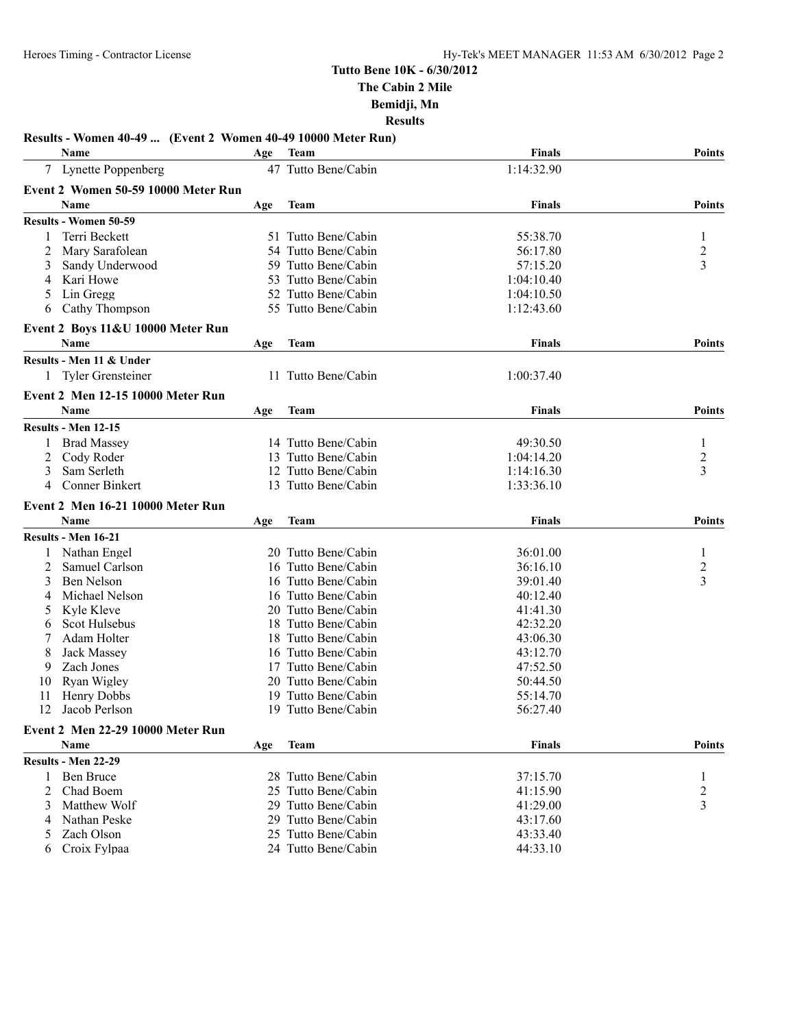**Tutto Bene 10K - 6/30/2012**
**The Cabin 2 Mile**
**Bemidji, Mn**
**Results**

### Results - Women 40-49 ... (Event 2 Women 40-49 10000 Meter Run)

| | Name | Age | Team | Finals | Points |
|---|---|---|---|---|---|
| 7 | Lynette Poppenberg | 47 | Tutto Bene/Cabin | 1:14:32.90 | |

### Event 2 Women 50-59 10000 Meter Run

**Results - Women 50-59**

| | Name | Age | Team | Finals | Points |
|---|---|---|---|---|---|
| 1 | Terri Beckett | 51 | Tutto Bene/Cabin | 55:38.70 | 1 |
| 2 | Mary Sarafolean | 54 | Tutto Bene/Cabin | 56:17.80 | 2 |
| 3 | Sandy Underwood | 59 | Tutto Bene/Cabin | 57:15.20 | 3 |
| 4 | Kari Howe | 53 | Tutto Bene/Cabin | 1:04:10.40 | |
| 5 | Lin Gregg | 52 | Tutto Bene/Cabin | 1:04:10.50 | |
| 6 | Cathy Thompson | 55 | Tutto Bene/Cabin | 1:12:43.60 | |

### Event 2 Boys 11&U 10000 Meter Run

**Results - Men 11 & Under**

| | Name | Age | Team | Finals | Points |
|---|---|---|---|---|---|
| 1 | Tyler Grensteiner | 11 | Tutto Bene/Cabin | 1:00:37.40 | |

### Event 2 Men 12-15 10000 Meter Run

**Results - Men 12-15**

| | Name | Age | Team | Finals | Points |
|---|---|---|---|---|---|
| 1 | Brad Massey | 14 | Tutto Bene/Cabin | 49:30.50 | 1 |
| 2 | Cody Roder | 13 | Tutto Bene/Cabin | 1:04:14.20 | 2 |
| 3 | Sam Serleth | 12 | Tutto Bene/Cabin | 1:14:16.30 | 3 |
| 4 | Conner Binkert | 13 | Tutto Bene/Cabin | 1:33:36.10 | |

### Event 2 Men 16-21 10000 Meter Run

**Results - Men 16-21**

| | Name | Age | Team | Finals | Points |
|---|---|---|---|---|---|
| 1 | Nathan Engel | 20 | Tutto Bene/Cabin | 36:01.00 | 1 |
| 2 | Samuel Carlson | 16 | Tutto Bene/Cabin | 36:16.10 | 2 |
| 3 | Ben Nelson | 16 | Tutto Bene/Cabin | 39:01.40 | 3 |
| 4 | Michael Nelson | 16 | Tutto Bene/Cabin | 40:12.40 | |
| 5 | Kyle Kleve | 20 | Tutto Bene/Cabin | 41:41.30 | |
| 6 | Scot Hulsebus | 18 | Tutto Bene/Cabin | 42:32.20 | |
| 7 | Adam Holter | 18 | Tutto Bene/Cabin | 43:06.30 | |
| 8 | Jack Massey | 16 | Tutto Bene/Cabin | 43:12.70 | |
| 9 | Zach Jones | 17 | Tutto Bene/Cabin | 47:52.50 | |
| 10 | Ryan Wigley | 20 | Tutto Bene/Cabin | 50:44.50 | |
| 11 | Henry Dobbs | 19 | Tutto Bene/Cabin | 55:14.70 | |
| 12 | Jacob Perlson | 19 | Tutto Bene/Cabin | 56:27.40 | |

### Event 2 Men 22-29 10000 Meter Run

**Results - Men 22-29**

| | Name | Age | Team | Finals | Points |
|---|---|---|---|---|---|
| 1 | Ben Bruce | 28 | Tutto Bene/Cabin | 37:15.70 | 1 |
| 2 | Chad Boem | 25 | Tutto Bene/Cabin | 41:15.90 | 2 |
| 3 | Matthew Wolf | 29 | Tutto Bene/Cabin | 41:29.00 | 3 |
| 4 | Nathan Peske | 29 | Tutto Bene/Cabin | 43:17.60 | |
| 5 | Zach Olson | 25 | Tutto Bene/Cabin | 43:33.40 | |
| 6 | Croix Fylpaa | 24 | Tutto Bene/Cabin | 44:33.10 | |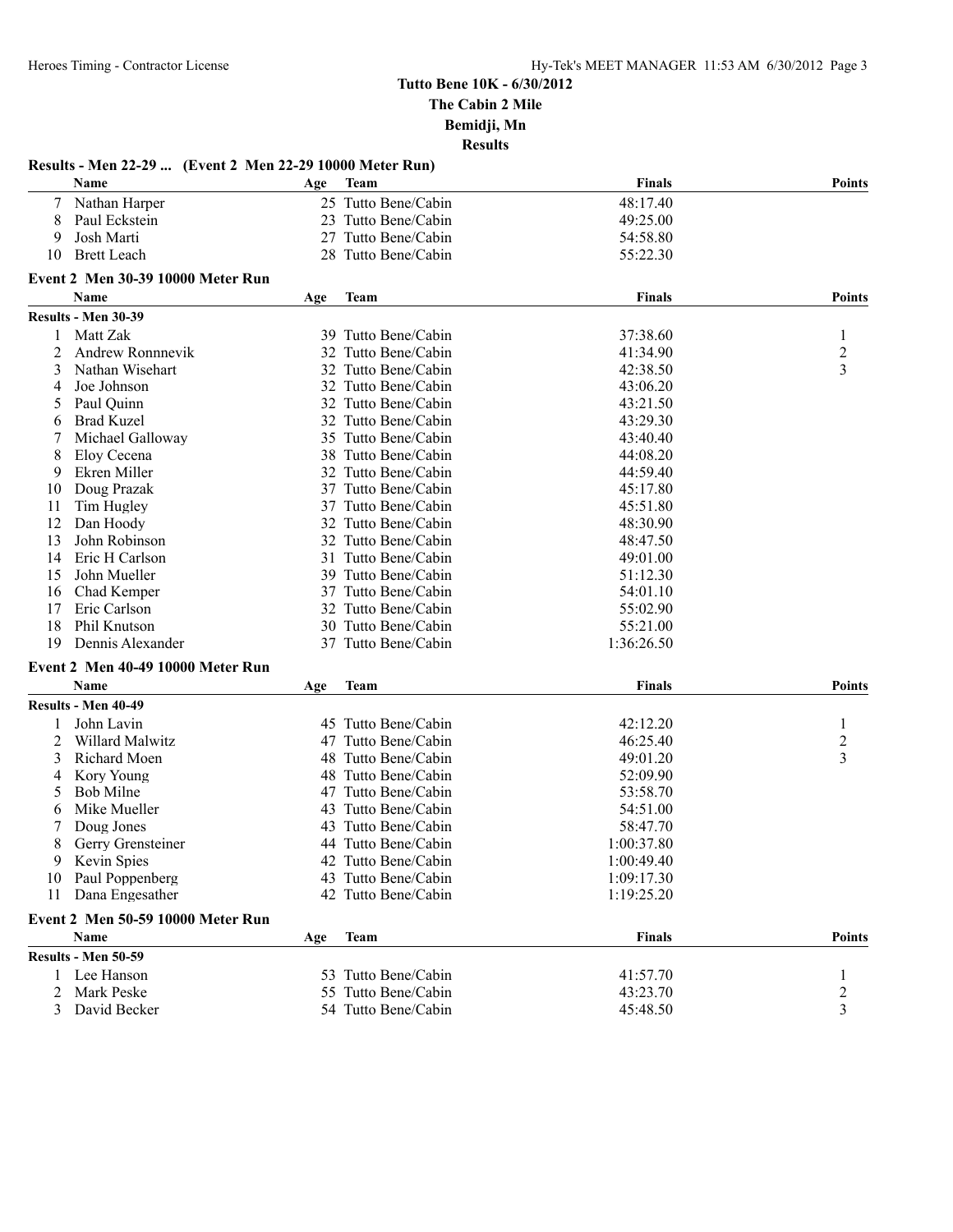**Tutto Bene 10K - 6/30/2012**
**The Cabin 2 Mile**
**Bemidji, Mn**
**Results**

### Results - Men 22-29 ... (Event 2 Men 22-29 10000 Meter Run)

| | Name | Age | Team | Finals | Points |
|---|---|---|---|---|---|
| 7 | Nathan Harper | 25 | Tutto Bene/Cabin | 48:17.40 | |
| 8 | Paul Eckstein | 23 | Tutto Bene/Cabin | 49:25.00 | |
| 9 | Josh Marti | 27 | Tutto Bene/Cabin | 54:58.80 | |
| 10 | Brett Leach | 28 | Tutto Bene/Cabin | 55:22.30 | |

### Event 2 Men 30-39 10000 Meter Run

**Results - Men 30-39**

| | Name | Age | Team | Finals | Points |
|---|---|---|---|---|---|
| 1 | Matt Zak | 39 | Tutto Bene/Cabin | 37:38.60 | 1 |
| 2 | Andrew Ronnnevik | 32 | Tutto Bene/Cabin | 41:34.90 | 2 |
| 3 | Nathan Wisehart | 32 | Tutto Bene/Cabin | 42:38.50 | 3 |
| 4 | Joe Johnson | 32 | Tutto Bene/Cabin | 43:06.20 | |
| 5 | Paul Quinn | 32 | Tutto Bene/Cabin | 43:21.50 | |
| 6 | Brad Kuzel | 32 | Tutto Bene/Cabin | 43:29.30 | |
| 7 | Michael Galloway | 35 | Tutto Bene/Cabin | 43:40.40 | |
| 8 | Eloy Cecena | 38 | Tutto Bene/Cabin | 44:08.20 | |
| 9 | Ekren Miller | 32 | Tutto Bene/Cabin | 44:59.40 | |
| 10 | Doug Prazak | 37 | Tutto Bene/Cabin | 45:17.80 | |
| 11 | Tim Hugley | 37 | Tutto Bene/Cabin | 45:51.80 | |
| 12 | Dan Hoody | 32 | Tutto Bene/Cabin | 48:30.90 | |
| 13 | John Robinson | 32 | Tutto Bene/Cabin | 48:47.50 | |
| 14 | Eric H Carlson | 31 | Tutto Bene/Cabin | 49:01.00 | |
| 15 | John Mueller | 39 | Tutto Bene/Cabin | 51:12.30 | |
| 16 | Chad Kemper | 37 | Tutto Bene/Cabin | 54:01.10 | |
| 17 | Eric Carlson | 32 | Tutto Bene/Cabin | 55:02.90 | |
| 18 | Phil Knutson | 30 | Tutto Bene/Cabin | 55:21.00 | |
| 19 | Dennis Alexander | 37 | Tutto Bene/Cabin | 1:36:26.50 | |

### Event 2 Men 40-49 10000 Meter Run

**Results - Men 40-49**

| | Name | Age | Team | Finals | Points |
|---|---|---|---|---|---|
| 1 | John Lavin | 45 | Tutto Bene/Cabin | 42:12.20 | 1 |
| 2 | Willard Malwitz | 47 | Tutto Bene/Cabin | 46:25.40 | 2 |
| 3 | Richard Moen | 48 | Tutto Bene/Cabin | 49:01.20 | 3 |
| 4 | Kory Young | 48 | Tutto Bene/Cabin | 52:09.90 | |
| 5 | Bob Milne | 47 | Tutto Bene/Cabin | 53:58.70 | |
| 6 | Mike Mueller | 43 | Tutto Bene/Cabin | 54:51.00 | |
| 7 | Doug Jones | 43 | Tutto Bene/Cabin | 58:47.70 | |
| 8 | Gerry Grensteiner | 44 | Tutto Bene/Cabin | 1:00:37.80 | |
| 9 | Kevin Spies | 42 | Tutto Bene/Cabin | 1:00:49.40 | |
| 10 | Paul Poppenberg | 43 | Tutto Bene/Cabin | 1:09:17.30 | |
| 11 | Dana Engesather | 42 | Tutto Bene/Cabin | 1:19:25.20 | |

### Event 2 Men 50-59 10000 Meter Run

**Results - Men 50-59**

| | Name | Age | Team | Finals | Points |
|---|---|---|---|---|---|
| 1 | Lee Hanson | 53 | Tutto Bene/Cabin | 41:57.70 | 1 |
| 2 | Mark Peske | 55 | Tutto Bene/Cabin | 43:23.70 | 2 |
| 3 | David Becker | 54 | Tutto Bene/Cabin | 45:48.50 | 3 |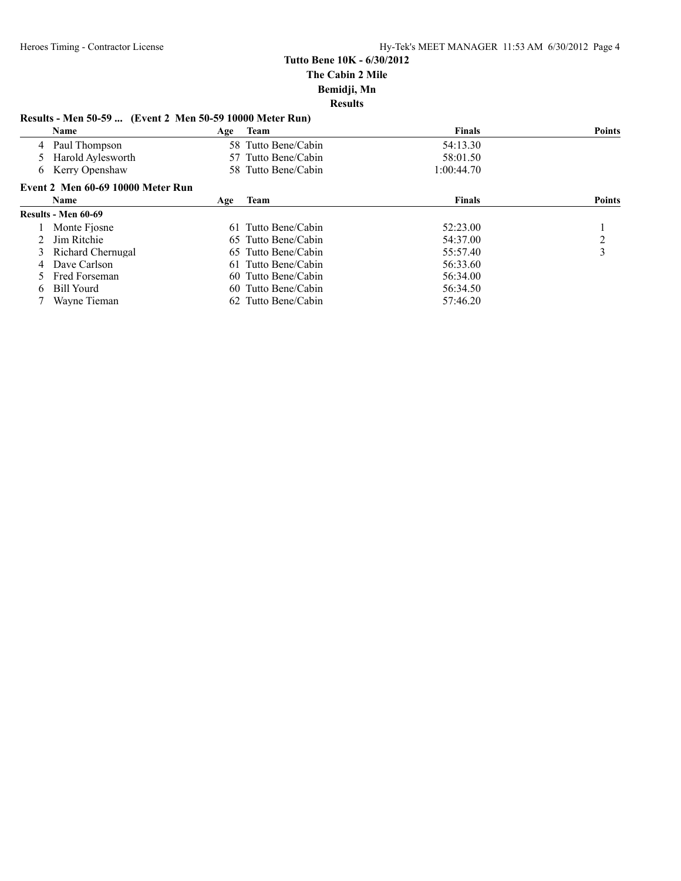# Tutto Bene 10K - 6/30/2012

## The Cabin 2 Mile

## Bemidji, Mn

## Results

### Results - Men 50-59 ... (Event 2 Men 50-59 10000 Meter Run)

| | Name | Age | Team | Finals | Points |
|---|---|---|---|---|---|
| 4 | Paul Thompson | 58 | Tutto Bene/Cabin | 54:13.30 | |
| 5 | Harold Aylesworth | 57 | Tutto Bene/Cabin | 58:01.50 | |
| 6 | Kerry Openshaw | 58 | Tutto Bene/Cabin | 1:00:44.70 | |

### Event 2 Men 60-69 10000 Meter Run

**Results - Men 60-69**

| | Name | Age | Team | Finals | Points |
|---|---|---|---|---|---|
| 1 | Monte Fjosne | 61 | Tutto Bene/Cabin | 52:23.00 | 1 |
| 2 | Jim Ritchie | 65 | Tutto Bene/Cabin | 54:37.00 | 2 |
| 3 | Richard Chernugal | 65 | Tutto Bene/Cabin | 55:57.40 | 3 |
| 4 | Dave Carlson | 61 | Tutto Bene/Cabin | 56:33.60 | |
| 5 | Fred Forseman | 60 | Tutto Bene/Cabin | 56:34.00 | |
| 6 | Bill Yourd | 60 | Tutto Bene/Cabin | 56:34.50 | |
| 7 | Wayne Tieman | 62 | Tutto Bene/Cabin | 57:46.20 | |